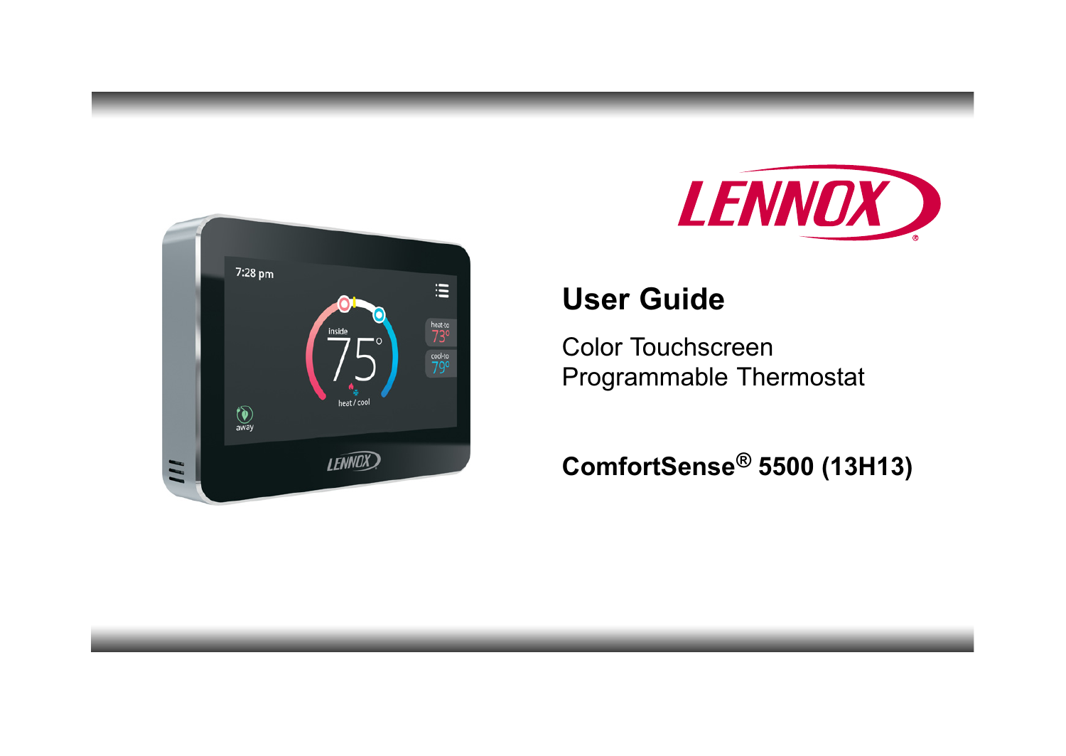LENNOX®

# User Guide

Color Touchscreen
Programmable Thermostat

**ComfortSense® 5500 (13H13)**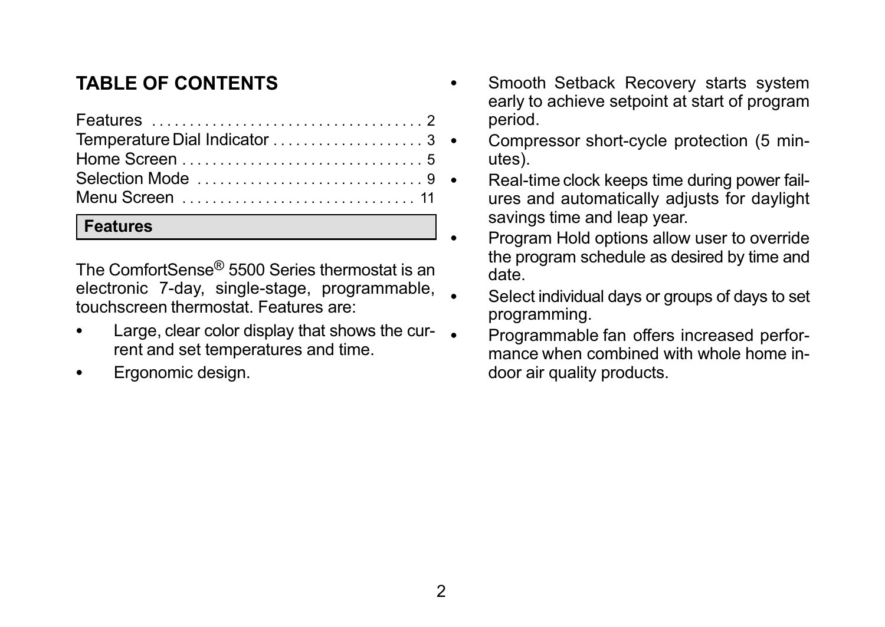## TABLE OF CONTENTS

| | |
|---|---|
| Features | 2 |
| Temperature Dial Indicator | 3 |
| Home Screen | 5 |
| Selection Mode | 9 |
| Menu Screen | 11 |

### Features

The ComfortSense® 5500 Series thermostat is an electronic 7-day, single-stage, programmable, touchscreen thermostat. Features are:

- Large, clear color display that shows the current and set temperatures and time.
- Ergonomic design.
- Smooth Setback Recovery starts system early to achieve setpoint at start of program period.
- Compressor short-cycle protection (5 minutes).
- Real-time clock keeps time during power failures and automatically adjusts for daylight savings time and leap year.
- Program Hold options allow user to override the program schedule as desired by time and date.
- Select individual days or groups of days to set programming.
- Programmable fan offers increased performance when combined with whole home indoor air quality products.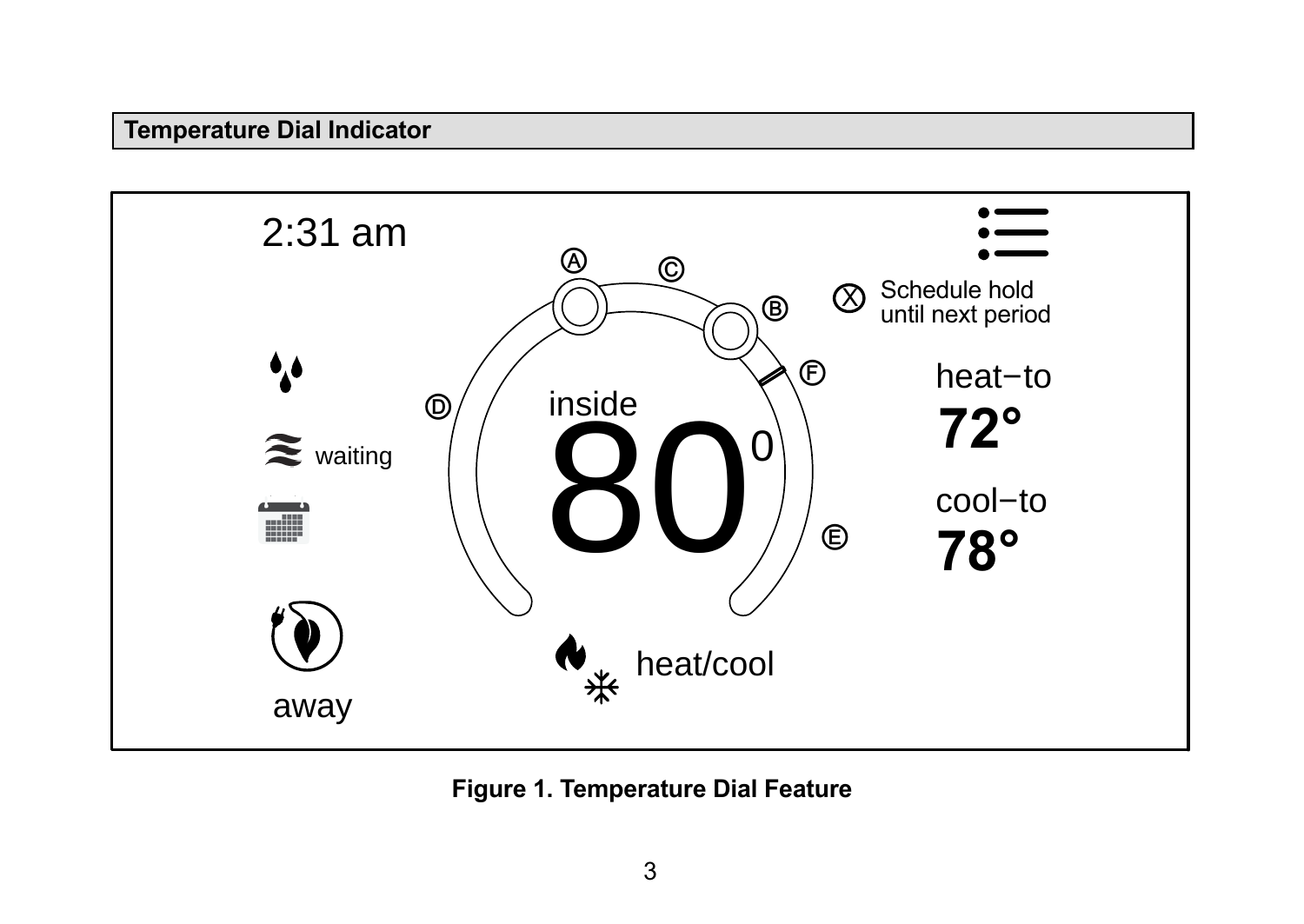## Temperature Dial Indicator

**Figure 1. Temperature Dial Feature**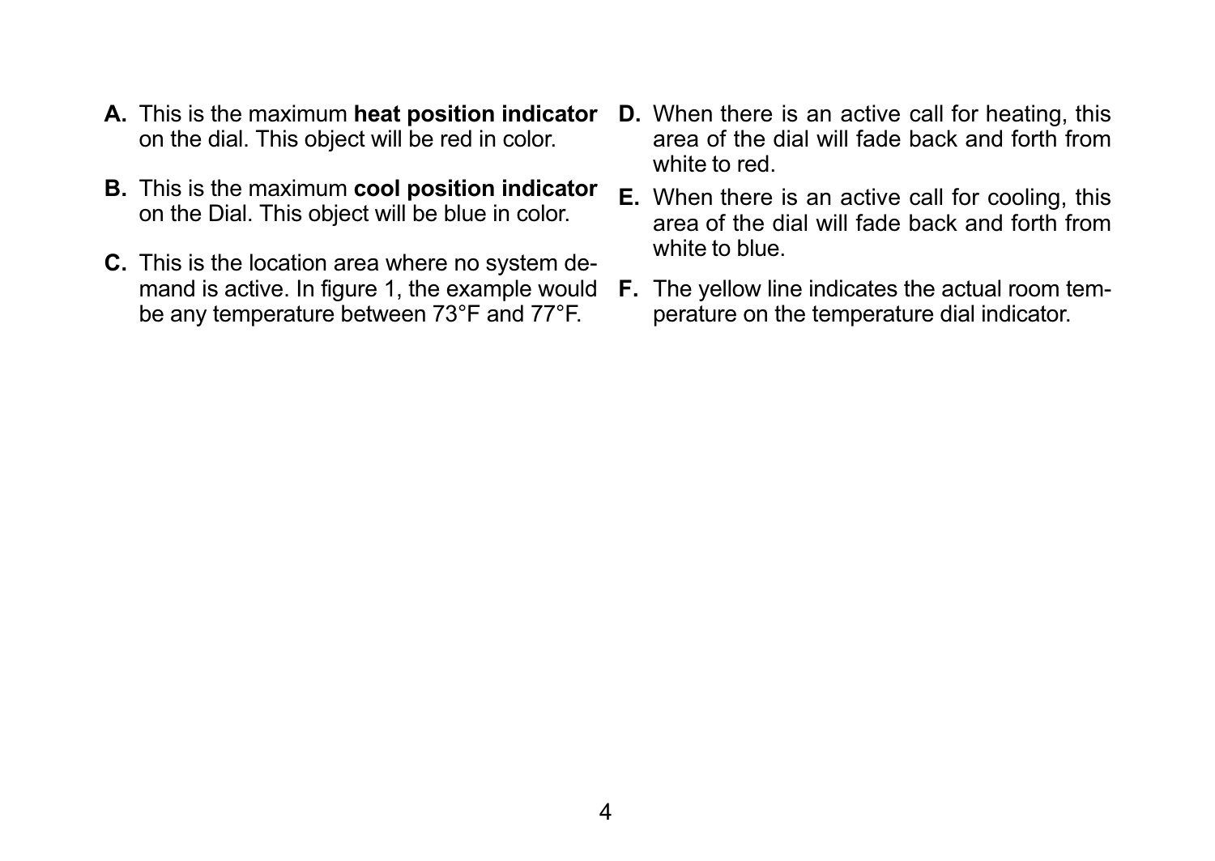**A.** This is the maximum **heat position indicator** on the dial. This object will be red in color.

**B.** This is the maximum **cool position indicator** on the Dial. This object will be blue in color.

**C.** This is the location area where no system demand is active. In figure 1, the example would be any temperature between 73°F and 77°F.

**D.** When there is an active call for heating, this area of the dial will fade back and forth from white to red.

**E.** When there is an active call for cooling, this area of the dial will fade back and forth from white to blue.

**F.** The yellow line indicates the actual room temperature on the temperature dial indicator.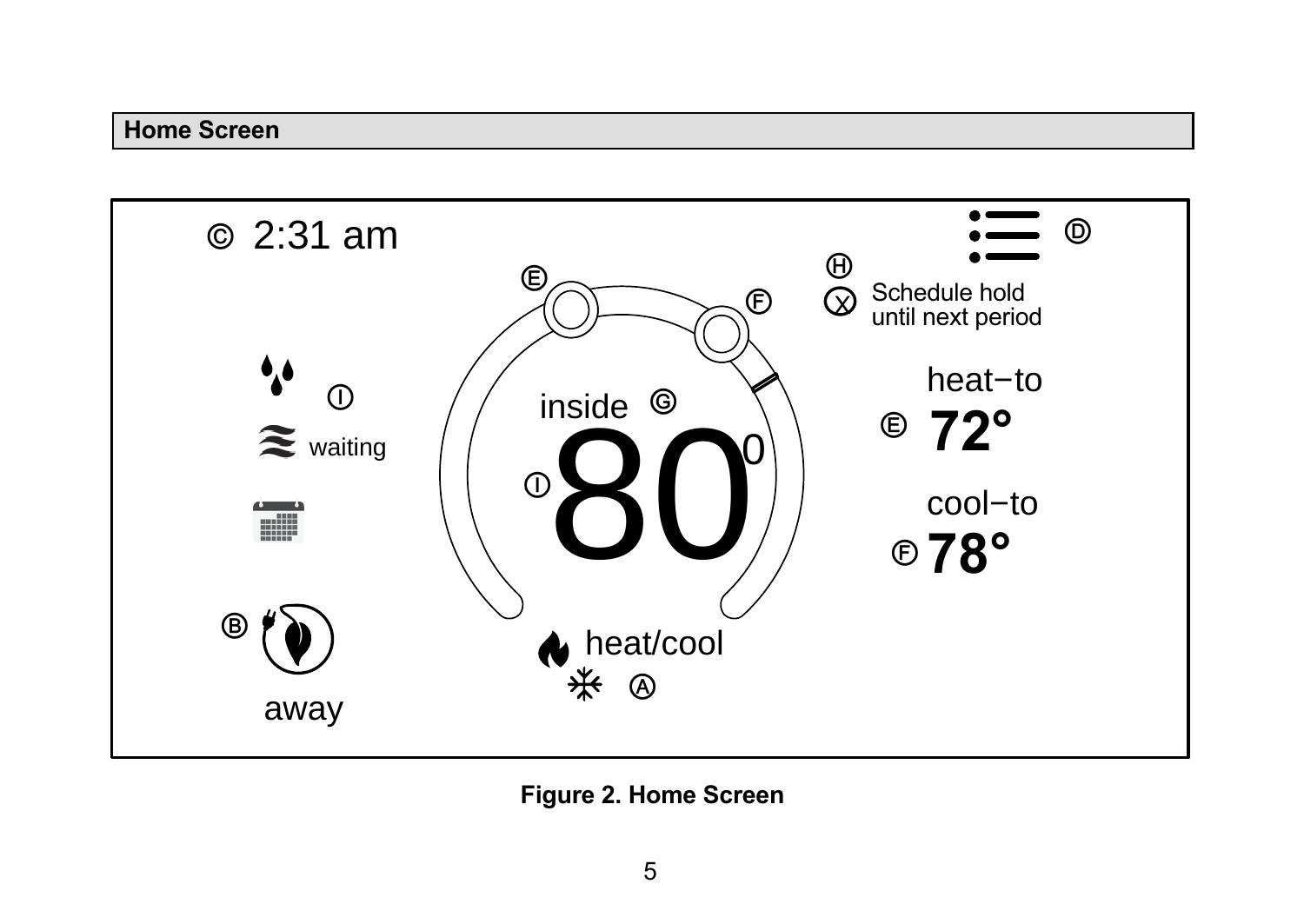## Home Screen

Ⓒ 2:31 am

Ⓓ

Ⓗ Schedule hold until next period

Ⓔ Ⓕ

Ⓘ waiting

inside Ⓖ

Ⓘ 80 0

heat−to

Ⓔ 72°

cool−to

Ⓕ 78°

Ⓑ away

heat/cool Ⓐ

**Figure 2. Home Screen**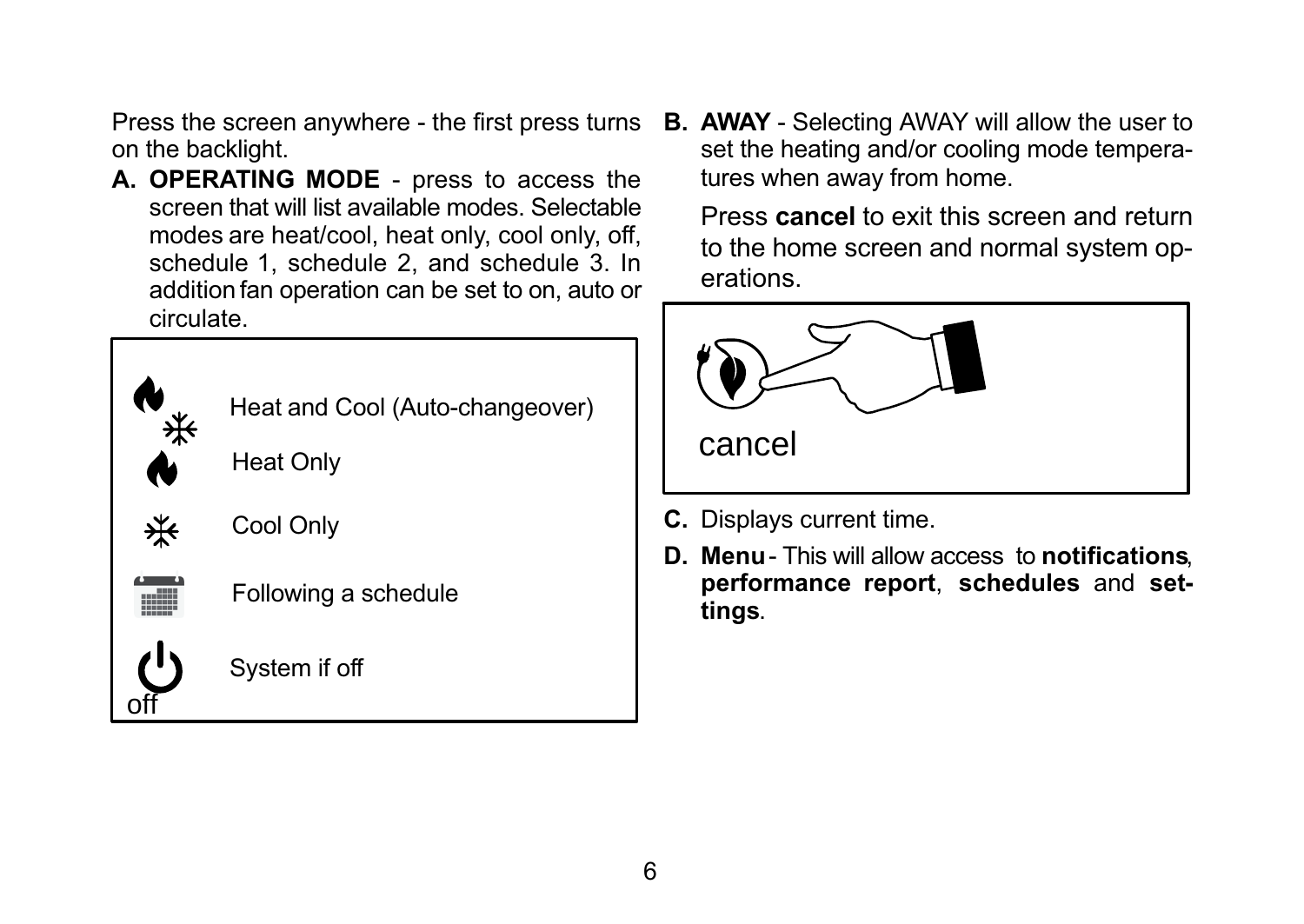Press the screen anywhere - the first press turns on the backlight.

**A. OPERATING MODE** - press to access the screen that will list available modes. Selectable modes are heat/cool, heat only, cool only, off, schedule 1, schedule 2, and schedule 3. In addition fan operation can be set to on, auto or circulate.

Heat and Cool (Auto-changeover)

Heat Only

Cool Only

Following a schedule

off System if off

**B. AWAY** - Selecting AWAY will allow the user to set the heating and/or cooling mode temperatures when away from home.

Press **cancel** to exit this screen and return to the home screen and normal system operations.

cancel

**C.** Displays current time.

**D. Menu** - This will allow access to **notifications**, **performance report**, **schedules** and **settings**.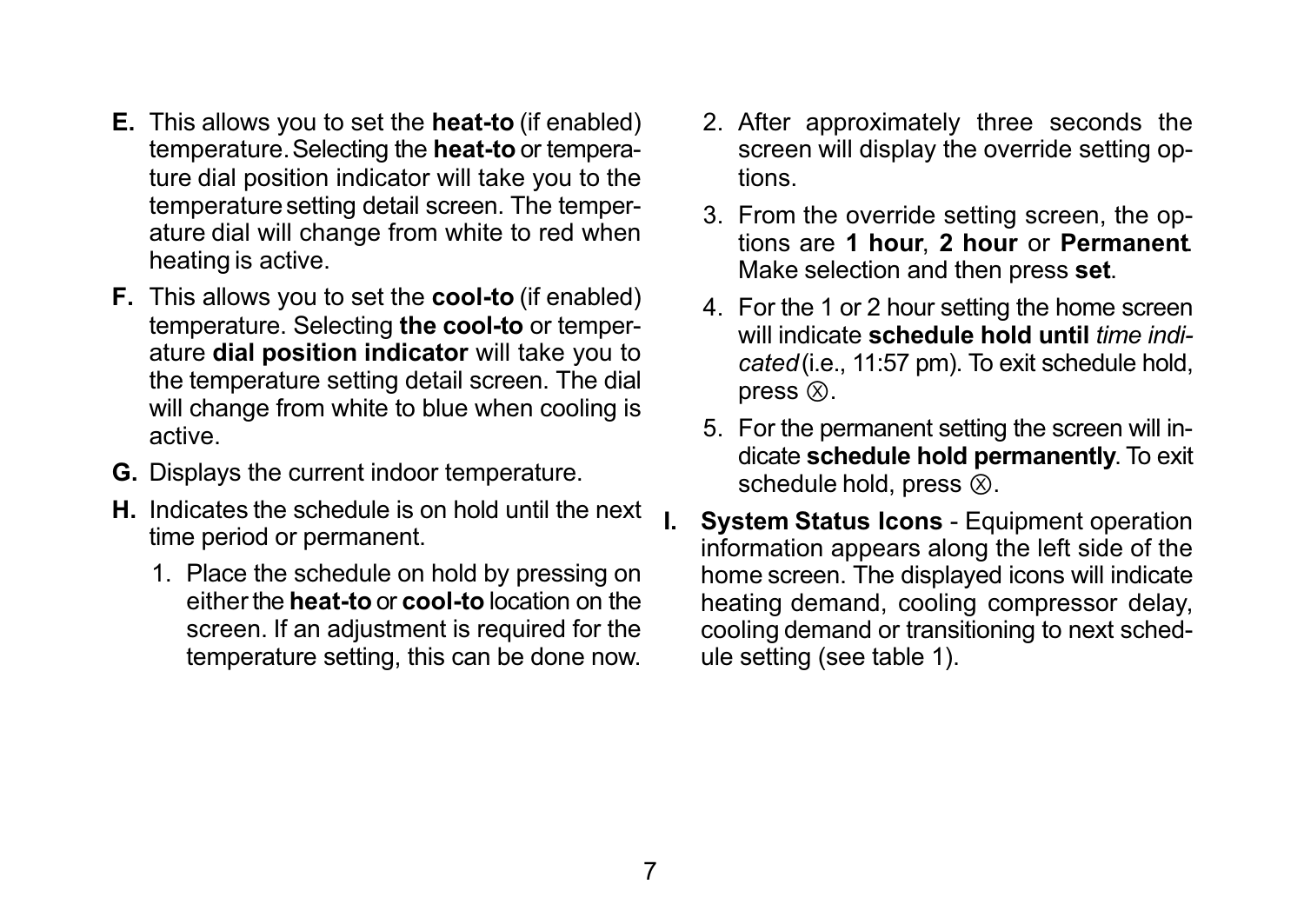**E.** This allows you to set the **heat-to** (if enabled) temperature. Selecting the **heat-to** or temperature dial position indicator will take you to the temperature setting detail screen. The temperature dial will change from white to red when heating is active.

**F.** This allows you to set the **cool-to** (if enabled) temperature. Selecting **the cool-to** or temperature **dial position indicator** will take you to the temperature setting detail screen. The dial will change from white to blue when cooling is active.

**G.** Displays the current indoor temperature.

**H.** Indicates the schedule is on hold until the next time period or permanent.

1. Place the schedule on hold by pressing on either the **heat-to** or **cool-to** location on the screen. If an adjustment is required for the temperature setting, this can be done now.
2. After approximately three seconds the screen will display the override setting options.
3. From the override setting screen, the options are **1 hour**, **2 hour** or **Permanent**. Make selection and then press **set**.
4. For the 1 or 2 hour setting the home screen will indicate **schedule hold until** *time indicated* (i.e., 11:57 pm). To exit schedule hold, press ⊗.
5. For the permanent setting the screen will indicate **schedule hold permanently**. To exit schedule hold, press ⊗.

**I. System Status Icons** - Equipment operation information appears along the left side of the home screen. The displayed icons will indicate heating demand, cooling compressor delay, cooling demand or transitioning to next schedule setting (see table 1).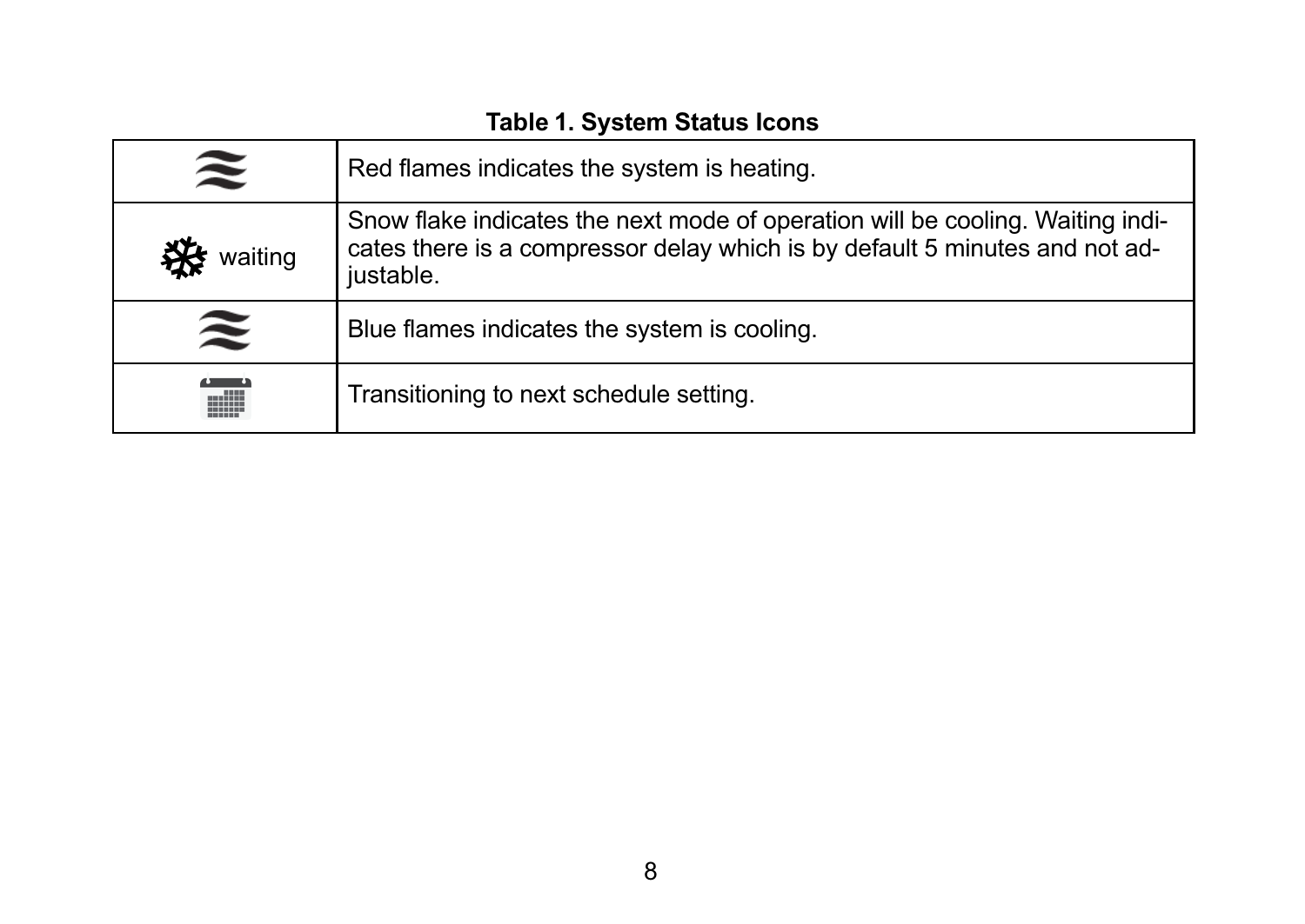**Table 1. System Status Icons**

| | |
|---|---|
| | Red flames indicates the system is heating. |
| waiting | Snow flake indicates the next mode of operation will be cooling. Waiting indicates there is a compressor delay which is by default 5 minutes and not adjustable. |
| | Blue flames indicates the system is cooling. |
| | Transitioning to next schedule setting. |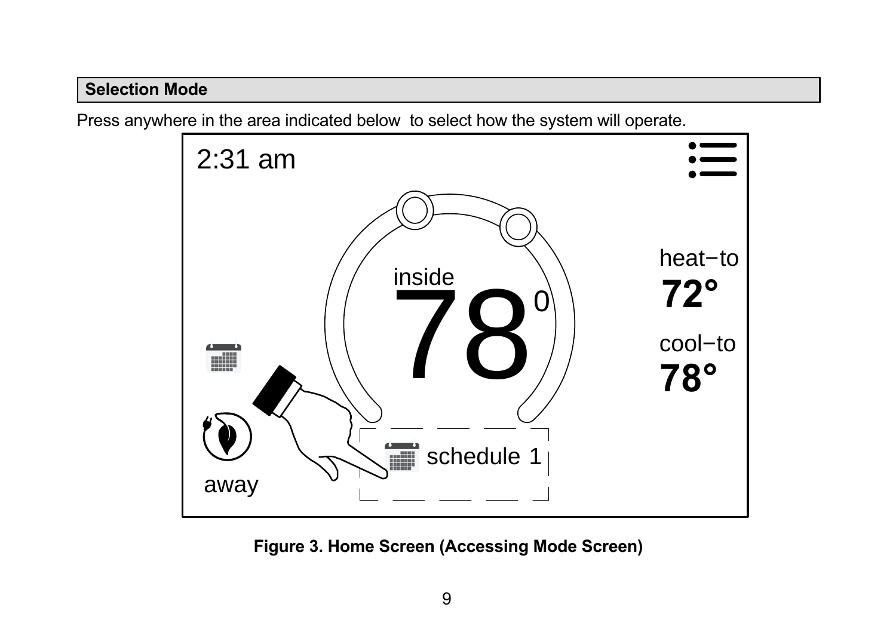## Selection Mode

Press anywhere in the area indicated below to select how the system will operate.

**Figure 3. Home Screen (Accessing Mode Screen)**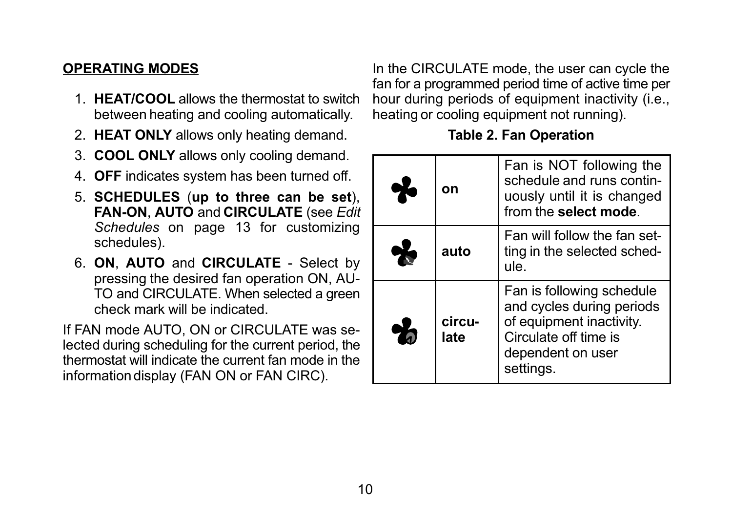**OPERATING MODES**

1. **HEAT/COOL** allows the thermostat to switch between heating and cooling automatically.
2. **HEAT ONLY** allows only heating demand.
3. **COOL ONLY** allows only cooling demand.
4. **OFF** indicates system has been turned off.
5. **SCHEDULES** (**up to three can be set**), **FAN-ON**, **AUTO** and **CIRCULATE** (see *Edit Schedules* on page 13 for customizing schedules).
6. **ON**, **AUTO** and **CIRCULATE** - Select by pressing the desired fan operation ON, AUTO and CIRCULATE. When selected a green check mark will be indicated.

If FAN mode AUTO, ON or CIRCULATE was selected during scheduling for the current period, the thermostat will indicate the current fan mode in the information display (FAN ON or FAN CIRC).

In the CIRCULATE mode, the user can cycle the fan for a programmed period time of active time per hour during periods of equipment inactivity (i.e., heating or cooling equipment not running).

**Table 2. Fan Operation**

| | | |
|---|---|---|
| | **on** | Fan is NOT following the schedule and runs continuously until it is changed from the **select mode**. |
| | **auto** | Fan will follow the fan setting in the selected schedule. |
| | **circulate** | Fan is following schedule and cycles during periods of equipment inactivity. Circulate off time is dependent on user settings. |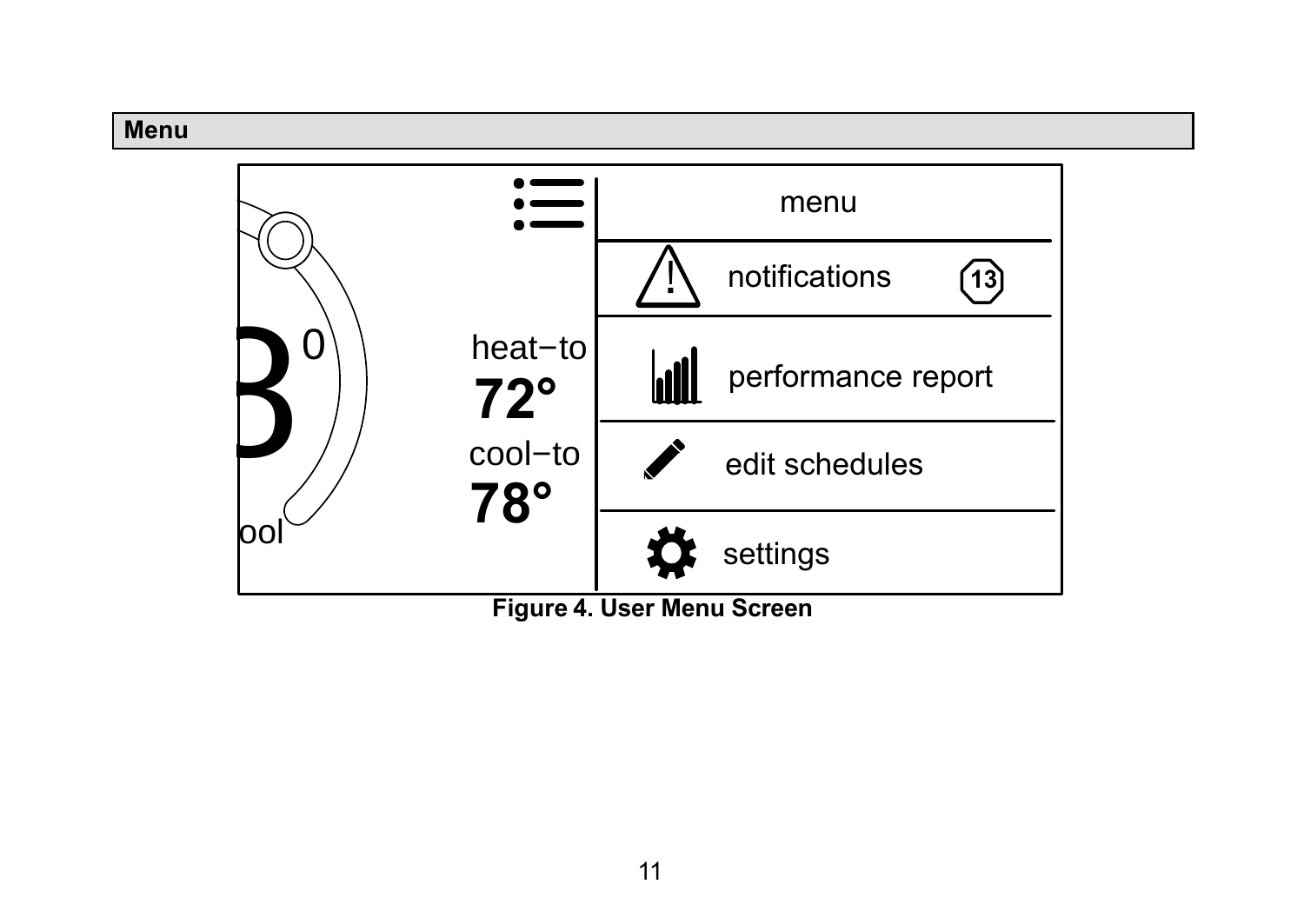## Menu

Figure 4. User Menu Screen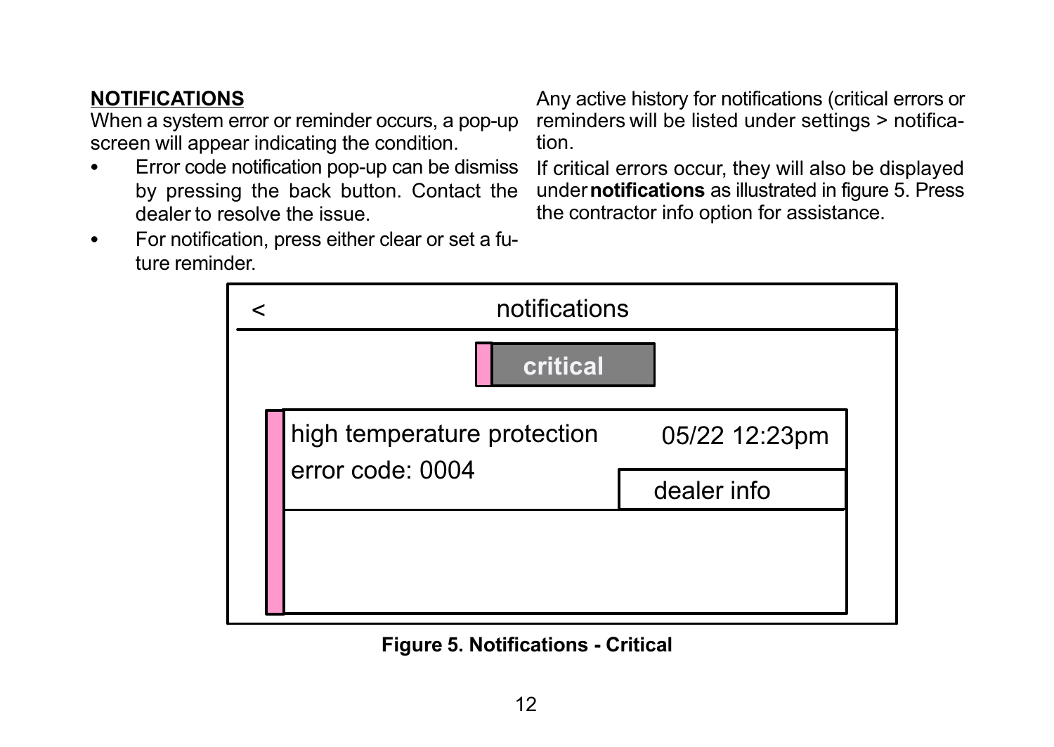## NOTIFICATIONS

When a system error or reminder occurs, a pop-up screen will appear indicating the condition.

- Error code notification pop-up can be dismiss by pressing the back button. Contact the dealer to resolve the issue.
- For notification, press either clear or set a future reminder.

Any active history for notifications (critical errors or reminders will be listed under settings > notification.

If critical errors occur, they will also be displayed under **notifications** as illustrated in figure 5. Press the contractor info option for assistance.

< notifications

**critical**

high temperature protection 05/22 12:23pm

error code: 0004

dealer info

**Figure 5. Notifications - Critical**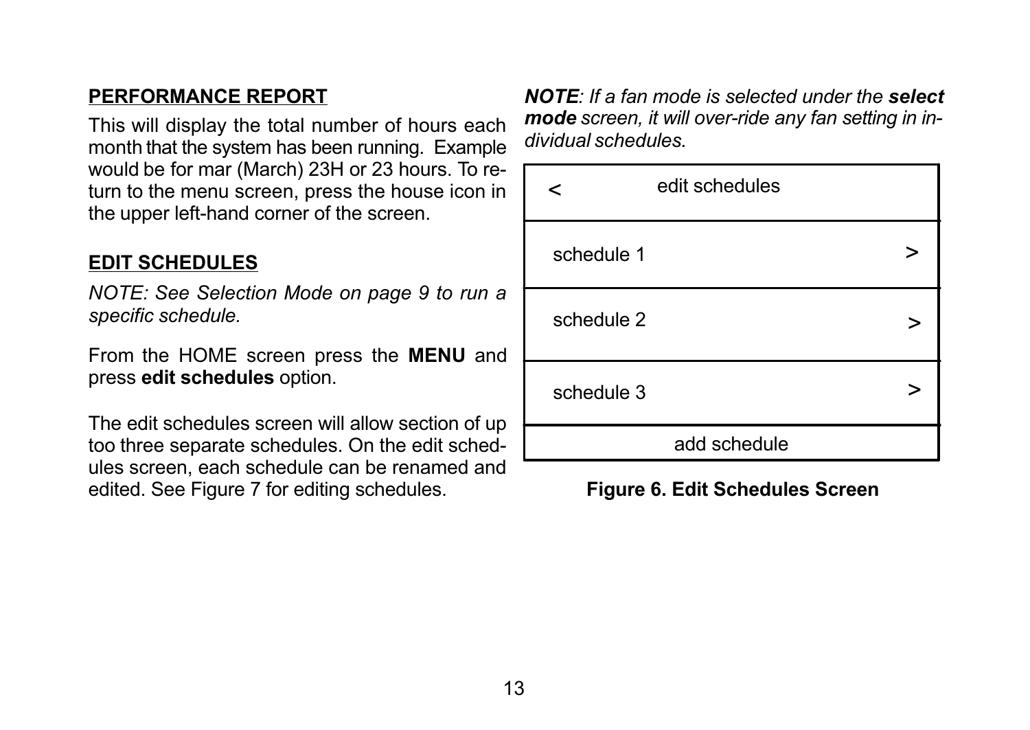## PERFORMANCE REPORT

This will display the total number of hours each month that the system has been running. Example would be for mar (March) 23H or 23 hours. To return to the menu screen, press the house icon in the upper left-hand corner of the screen.

## EDIT SCHEDULES

*NOTE: See Selection Mode on page 9 to run a specific schedule.*

From the HOME screen press the **MENU** and press **edit schedules** option.

The edit schedules screen will allow section of up too three separate schedules. On the edit schedules screen, each schedule can be renamed and edited. See Figure 7 for editing schedules.

***NOTE**: If a fan mode is selected under the **select mode** screen, it will over-ride any fan setting in individual schedules.*

| < edit schedules | |
|---|---|
| schedule 1 | > |
| schedule 2 | > |
| schedule 3 | > |
| add schedule | |

**Figure 6. Edit Schedules Screen**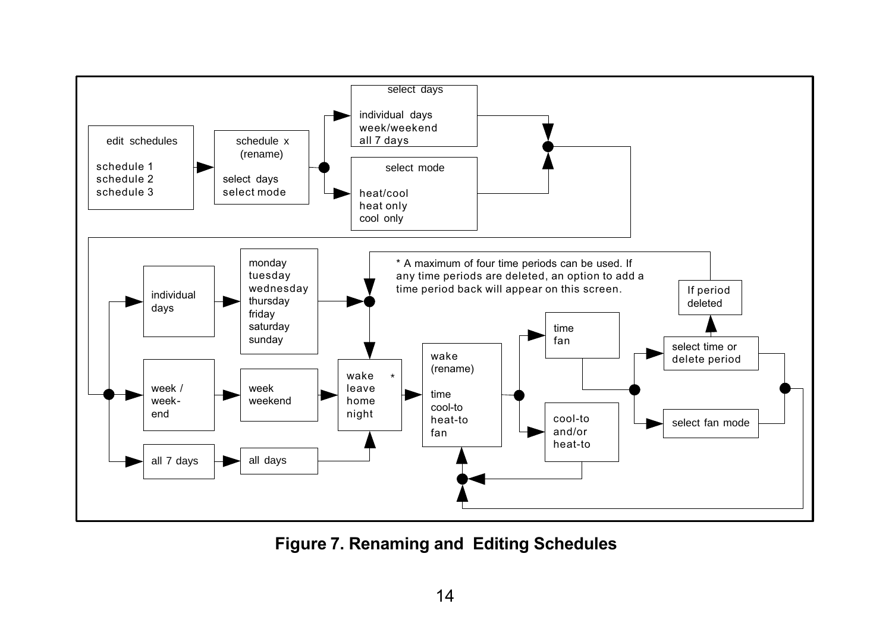edit schedules

schedule 1
schedule 2
schedule 3

schedule x
(rename)

select days
select mode

select days

individual days
week/weekend
all 7 days

select mode

heat/cool
heat only
cool only

individual days

monday
tuesday
wednesday
thursday
friday
saturday
sunday

week / week-end

week
weekend

all 7 days

all days

wake *
leave
home
night

* A maximum of four time periods can be used. If any time periods are deleted, an option to add a time period back will appear on this screen.

wake
(rename)

time
cool-to
heat-to
fan

time
fan

cool-to
and/or
heat-to

If period deleted

select time or delete period

select fan mode

**Figure 7. Renaming and Editing Schedules**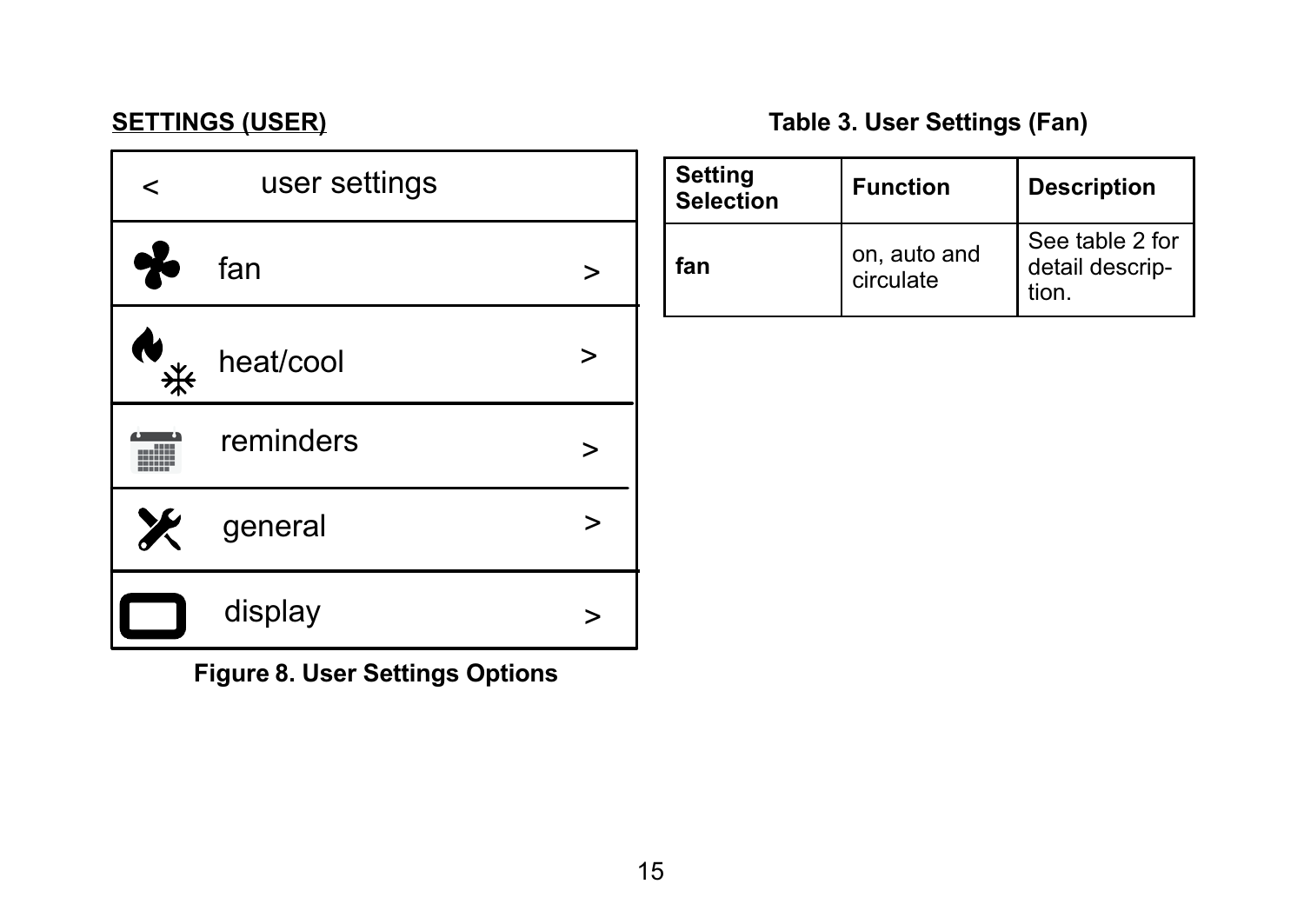**SETTINGS (USER)**

| < user settings | |
|---|---|
| fan | > |
| heat/cool | > |
| reminders | > |
| general | > |
| display | > |

**Figure 8. User Settings Options**

**Table 3. User Settings (Fan)**

| Setting Selection | Function | Description |
|---|---|---|
| **fan** | on, auto and circulate | See table 2 for detail description. |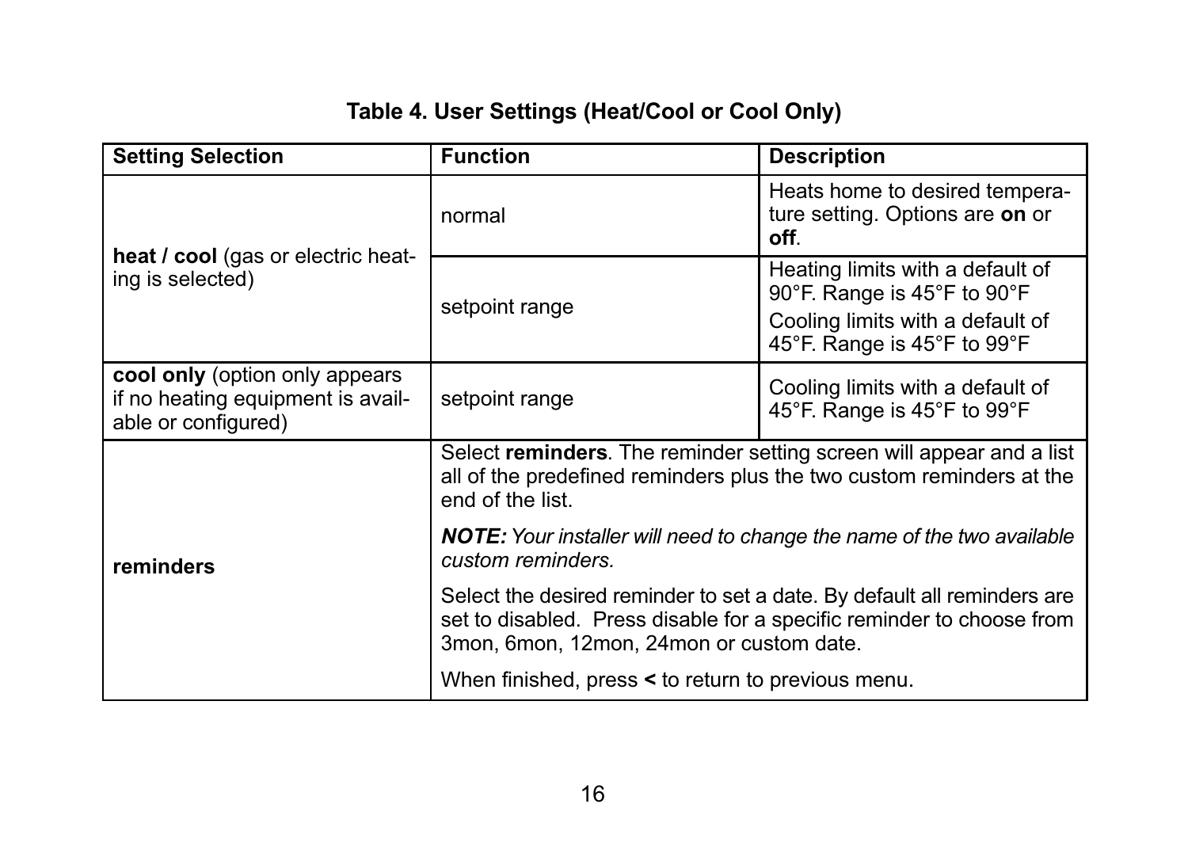# Table 4. User Settings (Heat/Cool or Cool Only)

| Setting Selection | Function | Description |
|---|---|---|
| **heat / cool** (gas or electric heating is selected) | normal | Heats home to desired temperature setting. Options are **on** or **off**. |
| | setpoint range | Heating limits with a default of 90°F. Range is 45°F to 90°F<br>Cooling limits with a default of 45°F. Range is 45°F to 99°F |
| **cool only** (option only appears if no heating equipment is available or configured) | setpoint range | Cooling limits with a default of 45°F. Range is 45°F to 99°F |
| **reminders** | Select **reminders**. The reminder setting screen will appear and a list all of the predefined reminders plus the two custom reminders at the end of the list.<br>***NOTE:*** *Your installer will need to change the name of the two available custom reminders.*<br>Select the desired reminder to set a date. By default all reminders are set to disabled. Press disable for a specific reminder to choose from 3mon, 6mon, 12mon, 24mon or custom date.<br>When finished, press **<** to return to previous menu. | |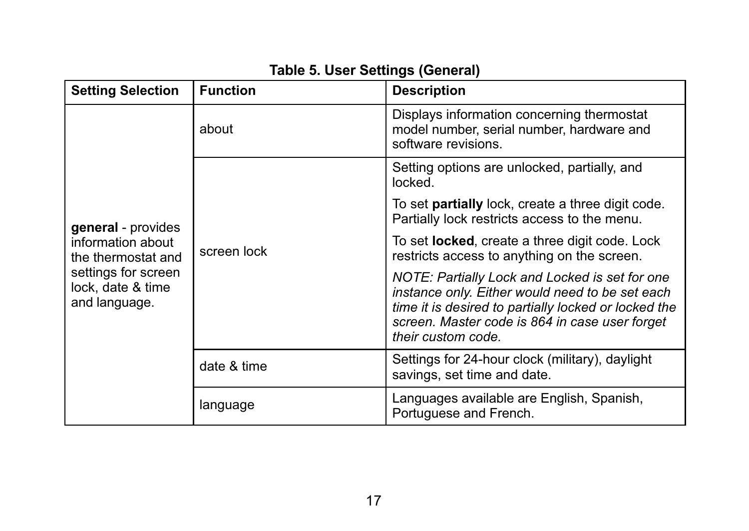**Table 5. User Settings (General)**

| Setting Selection | Function | Description |
|---|---|---|
| **general** - provides information about the thermostat and settings for screen lock, date & time and language. | about | Displays information concerning thermostat model number, serial number, hardware and software revisions. |
| | screen lock | Setting options are unlocked, partially, and locked.<br><br>To set **partially** lock, create a three digit code. Partially lock restricts access to the menu.<br><br>To set **locked**, create a three digit code. Lock restricts access to anything on the screen.<br><br>*NOTE: Partially Lock and Locked is set for one instance only. Either would need to be set each time it is desired to partially locked or locked the screen. Master code is 864 in case user forget their custom code.* |
| | date & time | Settings for 24-hour clock (military), daylight savings, set time and date. |
| | language | Languages available are English, Spanish, Portuguese and French. |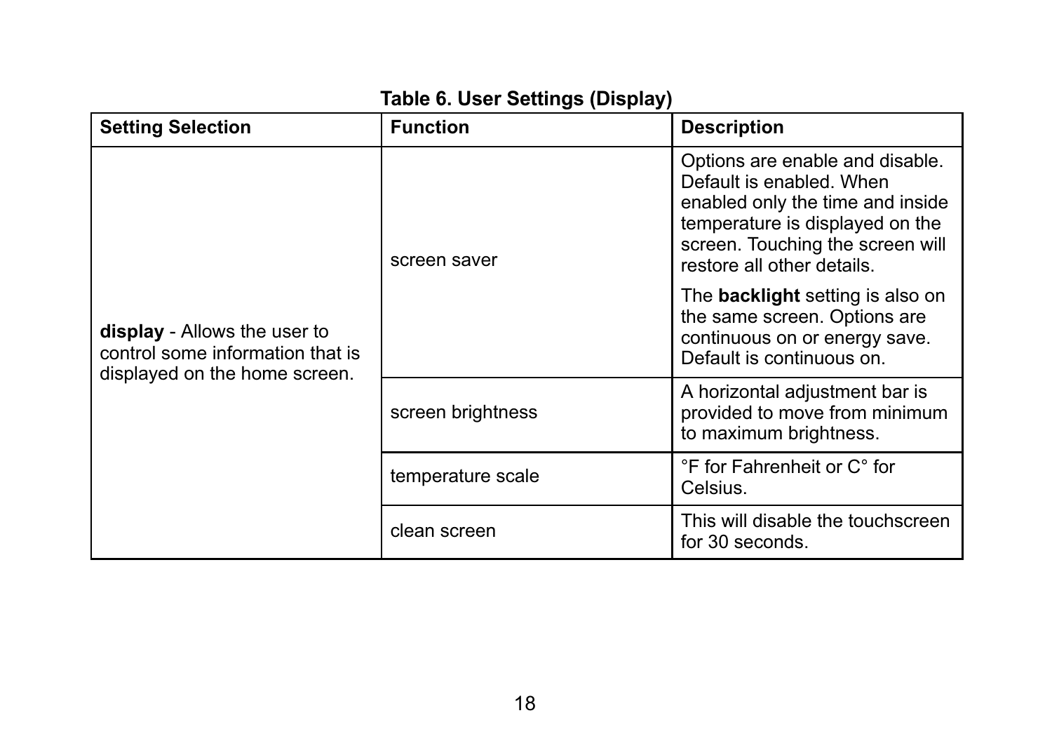**Table 6. User Settings (Display)**

| Setting Selection | Function | Description |
|---|---|---|
| **display** - Allows the user to control some information that is displayed on the home screen. | screen saver | Options are enable and disable. Default is enabled. When enabled only the time and inside temperature is displayed on the screen. Touching the screen will restore all other details. The **backlight** setting is also on the same screen. Options are continuous on or energy save. Default is continuous on. |
| | screen brightness | A horizontal adjustment bar is provided to move from minimum to maximum brightness. |
| | temperature scale | °F for Fahrenheit or C° for Celsius. |
| | clean screen | This will disable the touchscreen for 30 seconds. |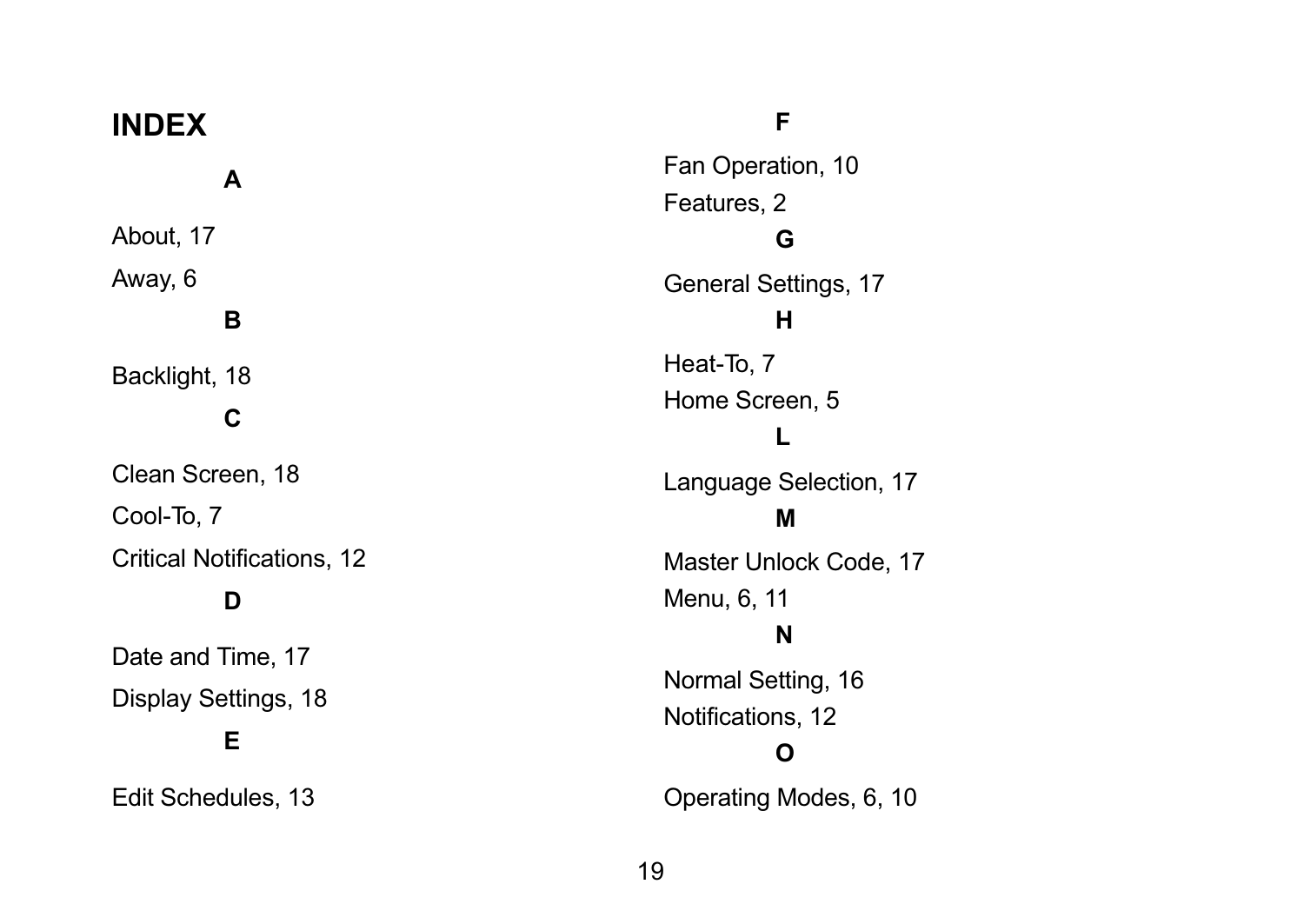# INDEX

**A**

About, 17

Away, 6

**B**

Backlight, 18

**C**

Clean Screen, 18

Cool-To, 7

Critical Notifications, 12

**D**

Date and Time, 17

Display Settings, 18

**E**

Edit Schedules, 13

**F**

Fan Operation, 10

Features, 2

**G**

General Settings, 17

**H**

Heat-To, 7

Home Screen, 5

**L**

Language Selection, 17

**M**

Master Unlock Code, 17

Menu, 6, 11

**N**

Normal Setting, 16

Notifications, 12

**O**

Operating Modes, 6, 10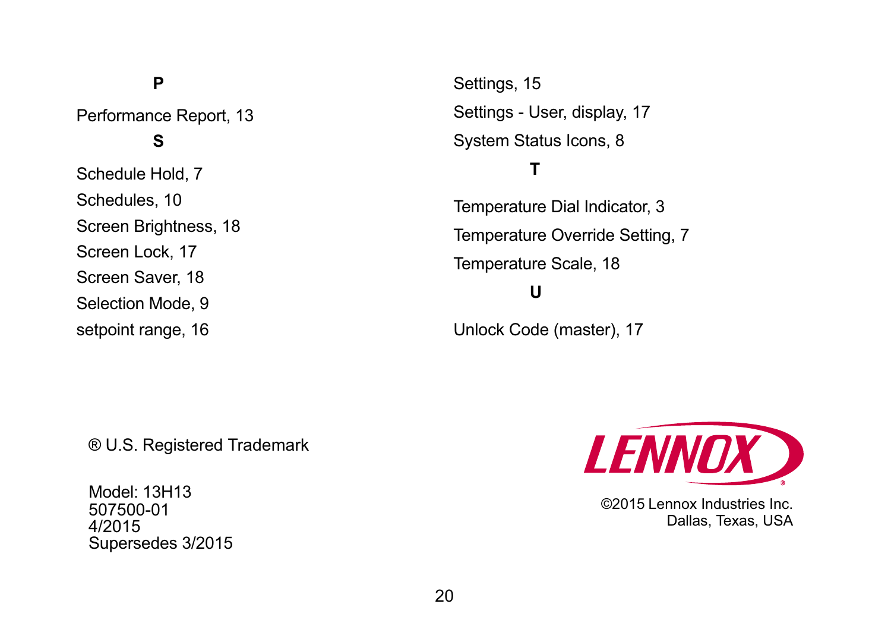**P**

Performance Report, 13

**S**

Schedule Hold, 7

Schedules, 10

Screen Brightness, 18

Screen Lock, 17

Screen Saver, 18

Selection Mode, 9

setpoint range, 16

Settings, 15

Settings - User, display, 17

System Status Icons, 8

**T**

Temperature Dial Indicator, 3

Temperature Override Setting, 7

Temperature Scale, 18

**U**

Unlock Code (master), 17

® U.S. Registered Trademark

Model: 13H13
507500-01
4/2015
Supersedes 3/2015

LENNOX®

©2015 Lennox Industries Inc.
Dallas, Texas, USA